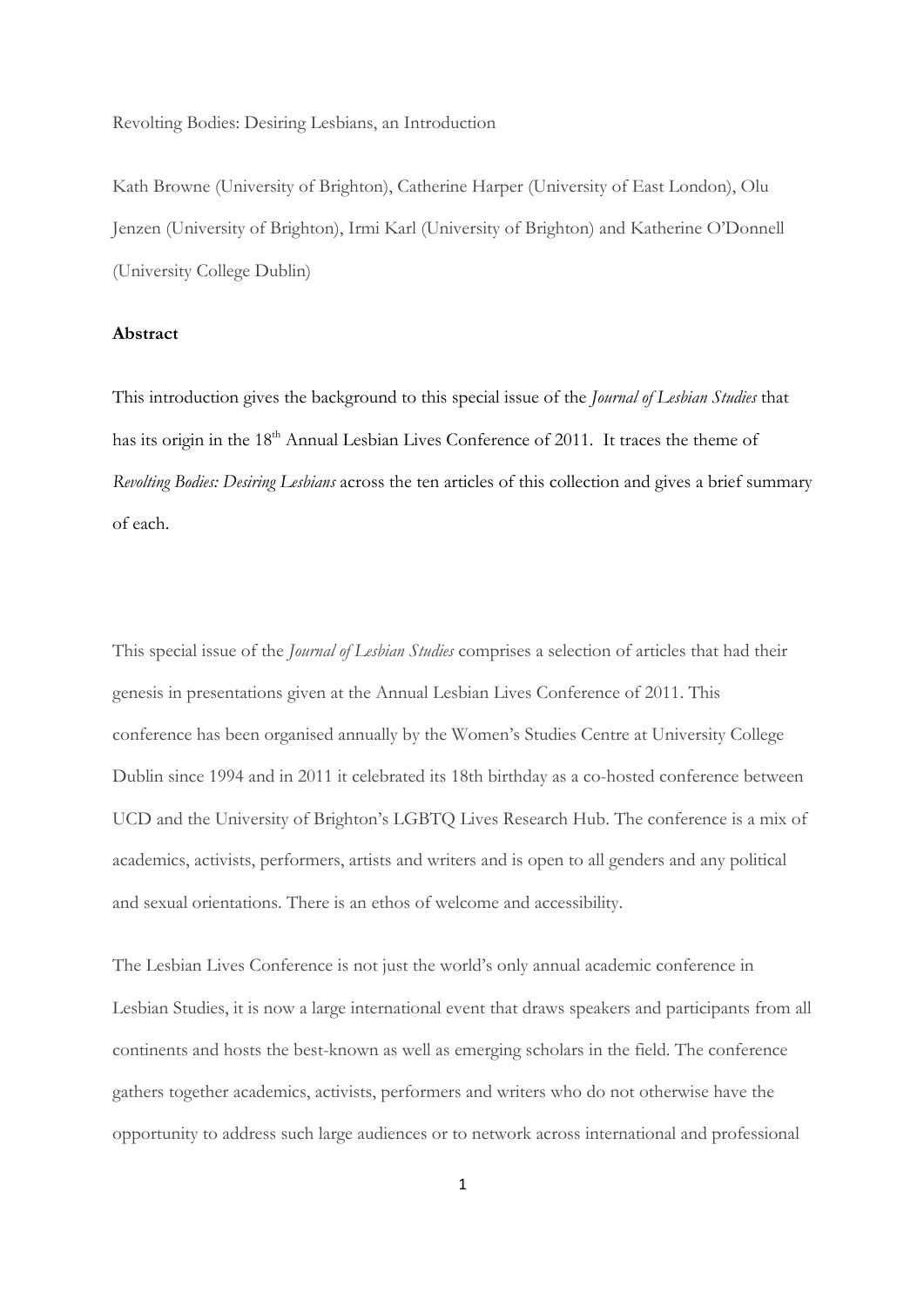Revolting Bodies: Desiring Lesbians, an Introduction

Kath Browne (University of Brighton), Catherine Harper (University of East London), Olu Jenzen (University of Brighton), Irmi Karl (University of Brighton) and Katherine O'Donnell (University College Dublin)

## Abstract

This introduction gives the background to this special issue of the *Journal of Lesbian Studies* that has its origin in the 18th Annual Lesbian Lives Conference of 2011. It traces the theme of *Revolting Bodies: Desiring Lesbians* across the ten articles of this collection and gives a brief summary of each.

This special issue of the *Journal of Lesbian Studies* comprises a selection of articles that had their genesis in presentations given at the Annual Lesbian Lives Conference of 2011. This conference has been organised annually by the Women's Studies Centre at University College Dublin since 1994 and in 2011 it celebrated its 18th birthday as a co-hosted conference between UCD and the University of Brighton's LGBTQ Lives Research Hub. The conference is a mix of academics, activists, performers, artists and writers and is open to all genders and any political and sexual orientations. There is an ethos of welcome and accessibility.

The Lesbian Lives Conference is not just the world's only annual academic conference in Lesbian Studies, it is now a large international event that draws speakers and participants from all continents and hosts the best-known as well as emerging scholars in the field. The conference gathers together academics, activists, performers and writers who do not otherwise have the opportunity to address such large audiences or to network across international and professional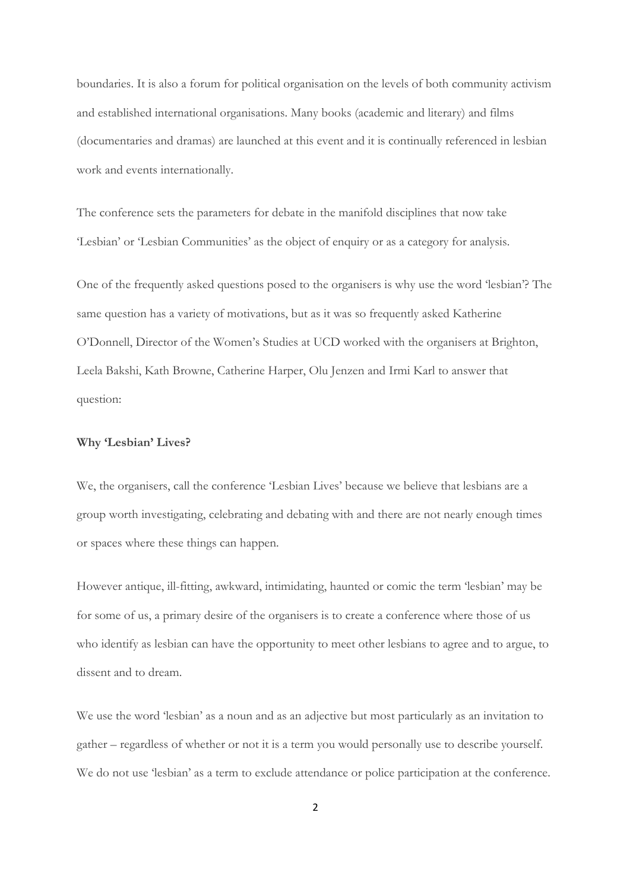boundaries. It is also a forum for political organisation on the levels of both community activism and established international organisations. Many books (academic and literary) and films (documentaries and dramas) are launched at this event and it is continually referenced in lesbian work and events internationally.

The conference sets the parameters for debate in the manifold disciplines that now take 'Lesbian' or 'Lesbian Communities' as the object of enquiry or as a category for analysis.

One of the frequently asked questions posed to the organisers is why use the word 'lesbian'? The same question has a variety of motivations, but as it was so frequently asked Katherine O'Donnell, Director of the Women's Studies at UCD worked with the organisers at Brighton, Leela Bakshi, Kath Browne, Catherine Harper, Olu Jenzen and Irmi Karl to answer that question:

**Why 'Lesbian' Lives?**

We, the organisers, call the conference 'Lesbian Lives' because we believe that lesbians are a group worth investigating, celebrating and debating with and there are not nearly enough times or spaces where these things can happen.

However antique, ill-fitting, awkward, intimidating, haunted or comic the term 'lesbian' may be for some of us, a primary desire of the organisers is to create a conference where those of us who identify as lesbian can have the opportunity to meet other lesbians to agree and to argue, to dissent and to dream.

We use the word 'lesbian' as a noun and as an adjective but most particularly as an invitation to gather – regardless of whether or not it is a term you would personally use to describe yourself. We do not use 'lesbian' as a term to exclude attendance or police participation at the conference.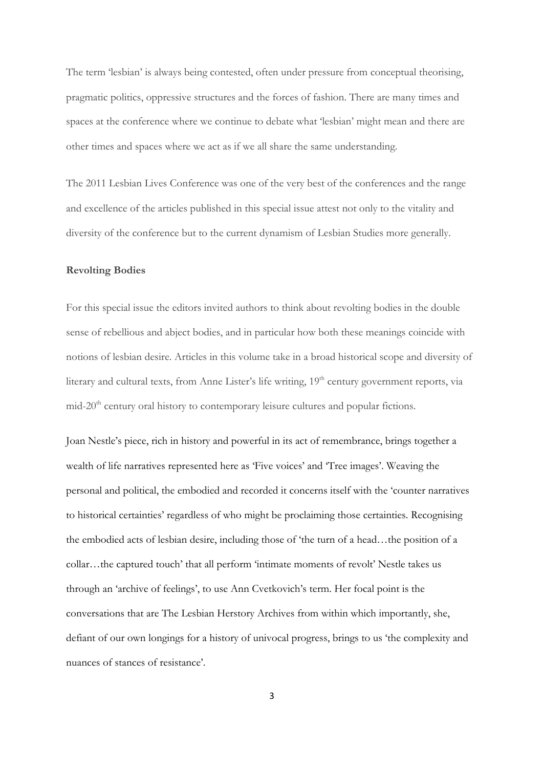The term 'lesbian' is always being contested, often under pressure from conceptual theorising, pragmatic politics, oppressive structures and the forces of fashion. There are many times and spaces at the conference where we continue to debate what 'lesbian' might mean and there are other times and spaces where we act as if we all share the same understanding.

The 2011 Lesbian Lives Conference was one of the very best of the conferences and the range and excellence of the articles published in this special issue attest not only to the vitality and diversity of the conference but to the current dynamism of Lesbian Studies more generally.

**Revolting Bodies**

For this special issue the editors invited authors to think about revolting bodies in the double sense of rebellious and abject bodies, and in particular how both these meanings coincide with notions of lesbian desire. Articles in this volume take in a broad historical scope and diversity of literary and cultural texts, from Anne Lister's life writing, 19th century government reports, via mid-20th century oral history to contemporary leisure cultures and popular fictions.

Joan Nestle's piece, rich in history and powerful in its act of remembrance, brings together a wealth of life narratives represented here as 'Five voices' and 'Tree images'. Weaving the personal and political, the embodied and recorded it concerns itself with the 'counter narratives to historical certainties' regardless of who might be proclaiming those certainties. Recognising the embodied acts of lesbian desire, including those of 'the turn of a head…the position of a collar…the captured touch' that all perform 'intimate moments of revolt' Nestle takes us through an 'archive of feelings', to use Ann Cvetkovich's term. Her focal point is the conversations that are The Lesbian Herstory Archives from within which importantly, she, defiant of our own longings for a history of univocal progress, brings to us 'the complexity and nuances of stances of resistance'.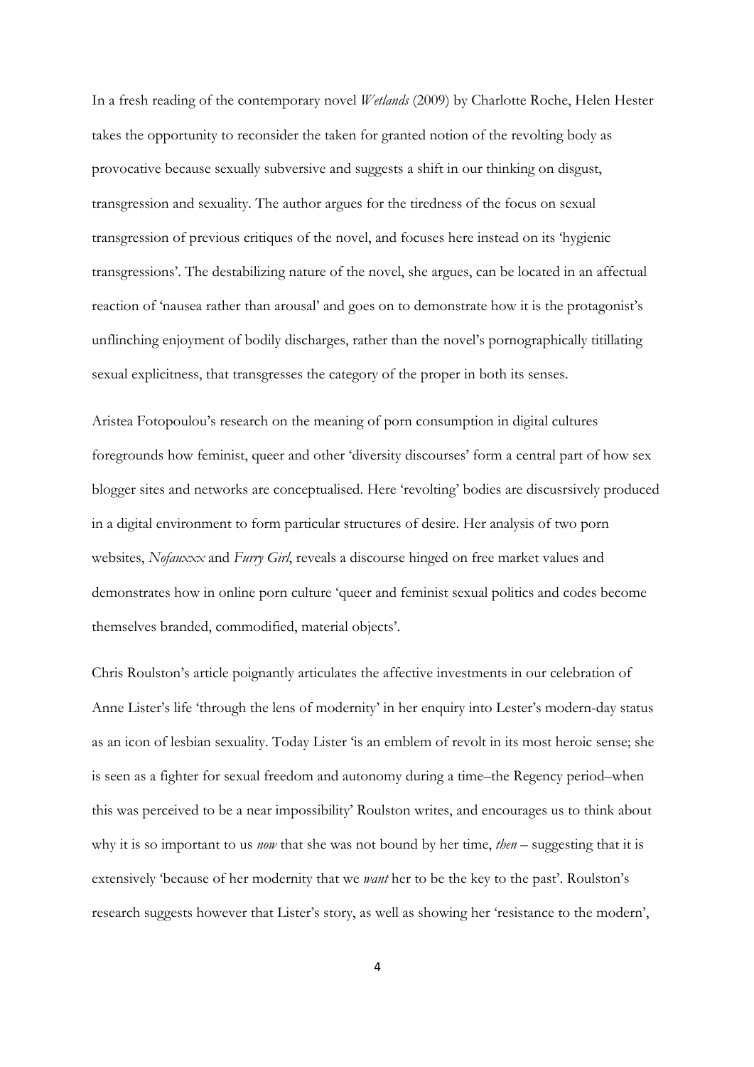In a fresh reading of the contemporary novel *Wetlands* (2009) by Charlotte Roche, Helen Hester takes the opportunity to reconsider the taken for granted notion of the revolting body as provocative because sexually subversive and suggests a shift in our thinking on disgust, transgression and sexuality. The author argues for the tiredness of the focus on sexual transgression of previous critiques of the novel, and focuses here instead on its 'hygienic transgressions'. The destabilizing nature of the novel, she argues, can be located in an affectual reaction of 'nausea rather than arousal' and goes on to demonstrate how it is the protagonist's unflinching enjoyment of bodily discharges, rather than the novel's pornographically titillating sexual explicitness, that transgresses the category of the proper in both its senses.

Aristea Fotopoulou's research on the meaning of porn consumption in digital cultures foregrounds how feminist, queer and other 'diversity discourses' form a central part of how sex blogger sites and networks are conceptualised. Here 'revolting' bodies are discusrsively produced in a digital environment to form particular structures of desire. Her analysis of two porn websites, *Nofauxxx* and *Furry Girl*, reveals a discourse hinged on free market values and demonstrates how in online porn culture 'queer and feminist sexual politics and codes become themselves branded, commodified, material objects'.

Chris Roulston's article poignantly articulates the affective investments in our celebration of Anne Lister's life 'through the lens of modernity' in her enquiry into Lester's modern-day status as an icon of lesbian sexuality. Today Lister 'is an emblem of revolt in its most heroic sense; she is seen as a fighter for sexual freedom and autonomy during a time–the Regency period–when this was perceived to be a near impossibility' Roulston writes, and encourages us to think about why it is so important to us *now* that she was not bound by her time, *then* – suggesting that it is extensively 'because of her modernity that we *want* her to be the key to the past'. Roulston's research suggests however that Lister's story, as well as showing her 'resistance to the modern',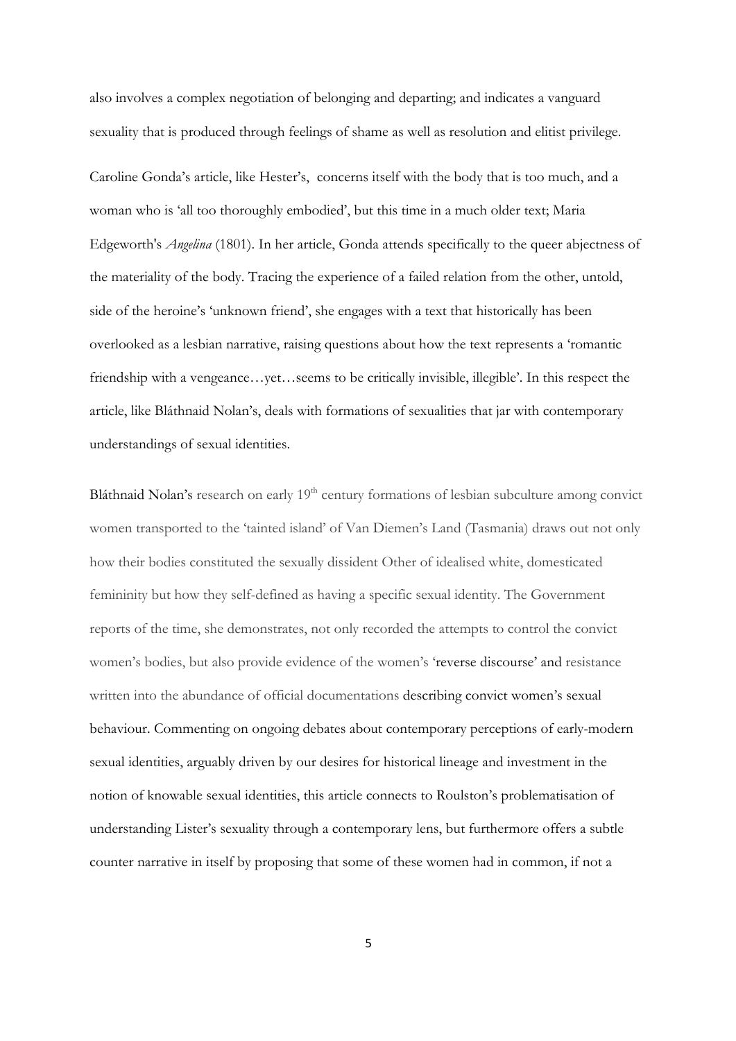also involves a complex negotiation of belonging and departing; and indicates a vanguard sexuality that is produced through feelings of shame as well as resolution and elitist privilege.

Caroline Gonda's article, like Hester's, concerns itself with the body that is too much, and a woman who is 'all too thoroughly embodied', but this time in a much older text; Maria Edgeworth's *Angelina* (1801). In her article, Gonda attends specifically to the queer abjectness of the materiality of the body. Tracing the experience of a failed relation from the other, untold, side of the heroine's 'unknown friend', she engages with a text that historically has been overlooked as a lesbian narrative, raising questions about how the text represents a 'romantic friendship with a vengeance…yet…seems to be critically invisible, illegible'. In this respect the article, like Bláthnaid Nolan's, deals with formations of sexualities that jar with contemporary understandings of sexual identities.

Bláthnaid Nolan's research on early 19th century formations of lesbian subculture among convict women transported to the 'tainted island' of Van Diemen's Land (Tasmania) draws out not only how their bodies constituted the sexually dissident Other of idealised white, domesticated femininity but how they self-defined as having a specific sexual identity. The Government reports of the time, she demonstrates, not only recorded the attempts to control the convict women's bodies, but also provide evidence of the women's 'reverse discourse' and resistance written into the abundance of official documentations describing convict women's sexual behaviour. Commenting on ongoing debates about contemporary perceptions of early-modern sexual identities, arguably driven by our desires for historical lineage and investment in the notion of knowable sexual identities, this article connects to Roulston's problematisation of understanding Lister's sexuality through a contemporary lens, but furthermore offers a subtle counter narrative in itself by proposing that some of these women had in common, if not a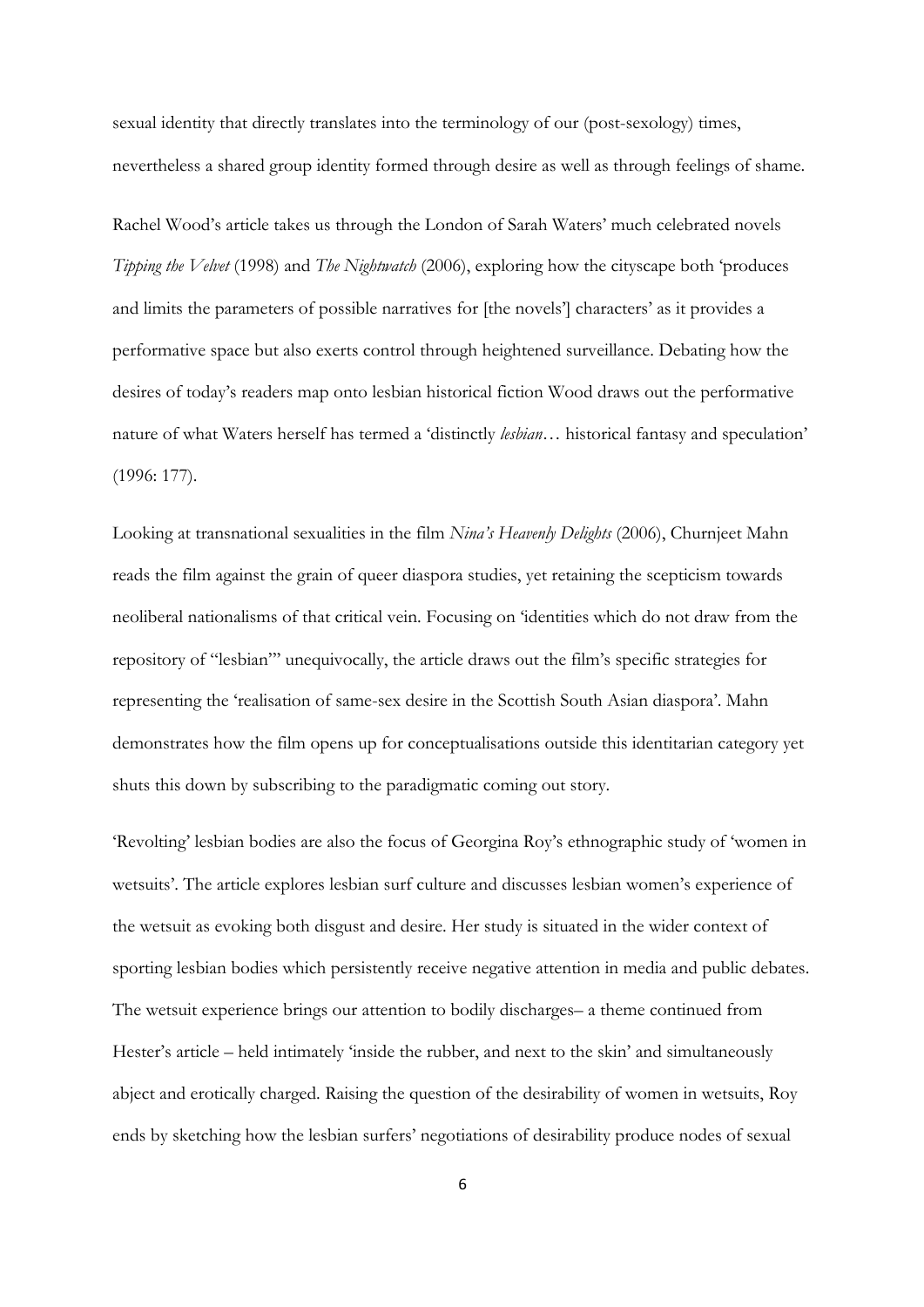sexual identity that directly translates into the terminology of our (post-sexology) times, nevertheless a shared group identity formed through desire as well as through feelings of shame.

Rachel Wood's article takes us through the London of Sarah Waters' much celebrated novels *Tipping the Velvet* (1998) and *The Nightwatch* (2006), exploring how the cityscape both 'produces and limits the parameters of possible narratives for [the novels'] characters' as it provides a performative space but also exerts control through heightened surveillance. Debating how the desires of today's readers map onto lesbian historical fiction Wood draws out the performative nature of what Waters herself has termed a 'distinctly *lesbian*… historical fantasy and speculation' (1996: 177).

Looking at transnational sexualities in the film *Nina's Heavenly Delights* (2006), Churnjeet Mahn reads the film against the grain of queer diaspora studies, yet retaining the scepticism towards neoliberal nationalisms of that critical vein. Focusing on 'identities which do not draw from the repository of "lesbian"' unequivocally, the article draws out the film's specific strategies for representing the 'realisation of same-sex desire in the Scottish South Asian diaspora'. Mahn demonstrates how the film opens up for conceptualisations outside this identitarian category yet shuts this down by subscribing to the paradigmatic coming out story.

'Revolting' lesbian bodies are also the focus of Georgina Roy's ethnographic study of 'women in wetsuits'. The article explores lesbian surf culture and discusses lesbian women's experience of the wetsuit as evoking both disgust and desire. Her study is situated in the wider context of sporting lesbian bodies which persistently receive negative attention in media and public debates. The wetsuit experience brings our attention to bodily discharges– a theme continued from Hester's article – held intimately 'inside the rubber, and next to the skin' and simultaneously abject and erotically charged. Raising the question of the desirability of women in wetsuits, Roy ends by sketching how the lesbian surfers' negotiations of desirability produce nodes of sexual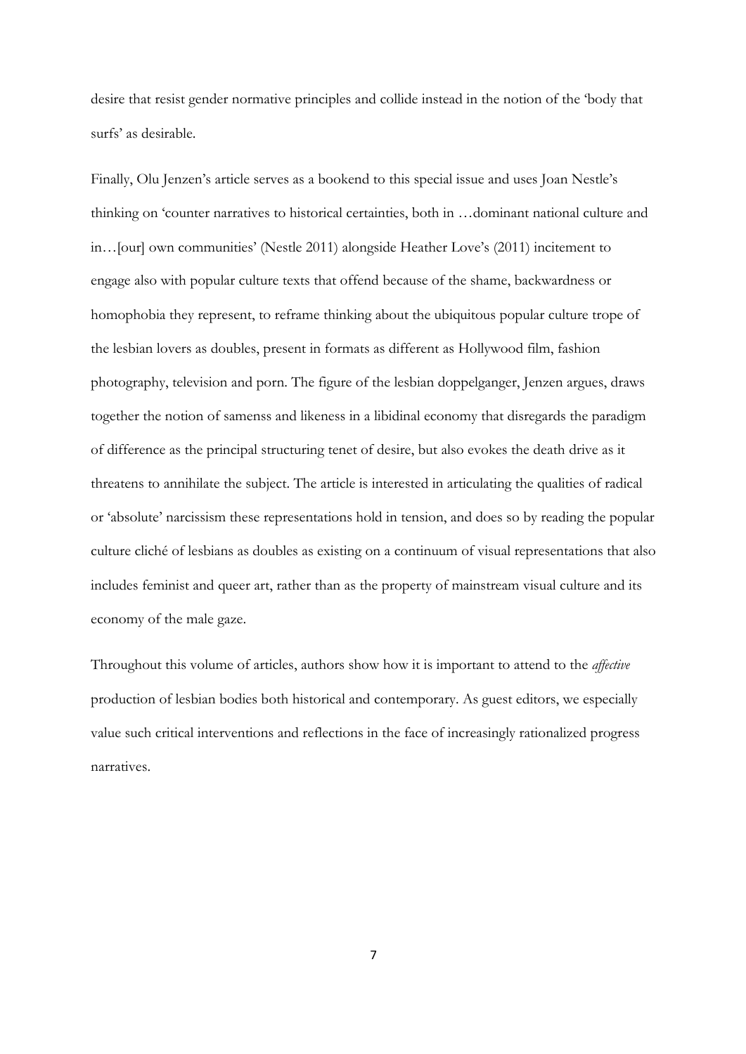desire that resist gender normative principles and collide instead in the notion of the 'body that surfs' as desirable.

Finally, Olu Jenzen's article serves as a bookend to this special issue and uses Joan Nestle's thinking on 'counter narratives to historical certainties, both in …dominant national culture and in…[our] own communities' (Nestle 2011) alongside Heather Love's (2011) incitement to engage also with popular culture texts that offend because of the shame, backwardness or homophobia they represent, to reframe thinking about the ubiquitous popular culture trope of the lesbian lovers as doubles, present in formats as different as Hollywood film, fashion photography, television and porn. The figure of the lesbian doppelganger, Jenzen argues, draws together the notion of samenss and likeness in a libidinal economy that disregards the paradigm of difference as the principal structuring tenet of desire, but also evokes the death drive as it threatens to annihilate the subject. The article is interested in articulating the qualities of radical or 'absolute' narcissism these representations hold in tension, and does so by reading the popular culture cliché of lesbians as doubles as existing on a continuum of visual representations that also includes feminist and queer art, rather than as the property of mainstream visual culture and its economy of the male gaze.

Throughout this volume of articles, authors show how it is important to attend to the *affective* production of lesbian bodies both historical and contemporary. As guest editors, we especially value such critical interventions and reflections in the face of increasingly rationalized progress narratives.